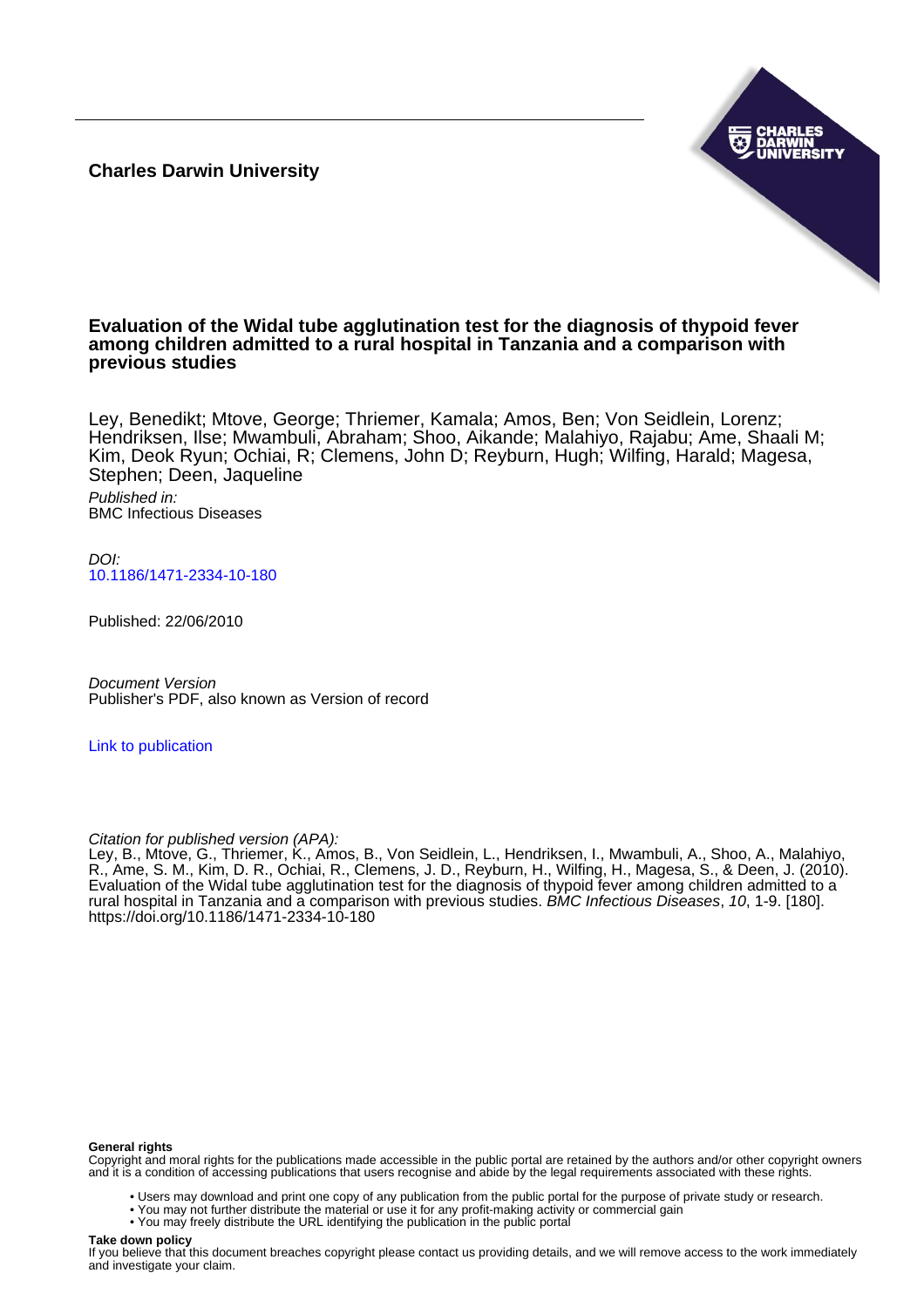**Charles Darwin University**

# Evaluation of the Widal tube agglutination test for the diagnosis of thypoid fever among children admitted to a rural hospital in Tanzania and a comparison with previous studies

Ley, Benedikt; Mtove, George; Thriemer, Kamala; Amos, Ben; Von Seidlein, Lorenz; Hendriksen, Ilse; Mwambuli, Abraham; Shoo, Aikande; Malahiyo, Rajabu; Ame, Shaali M; Kim, Deok Ryun; Ochiai, R; Clemens, John D; Reyburn, Hugh; Wilfing, Harald; Magesa, Stephen; Deen, Jaqueline

*Published in:*
BMC Infectious Diseases

*DOI:*
10.1186/1471-2334-10-180

Published: 22/06/2010

*Document Version*
Publisher's PDF, also known as Version of record

Link to publication

*Citation for published version (APA):*
Ley, B., Mtove, G., Thriemer, K., Amos, B., Von Seidlein, L., Hendriksen, I., Mwambuli, A., Shoo, A., Malahiyo, R., Ame, S. M., Kim, D. R., Ochiai, R., Clemens, J. D., Reyburn, H., Wilfing, H., Magesa, S., & Deen, J. (2010). Evaluation of the Widal tube agglutination test for the diagnosis of thypoid fever among children admitted to a rural hospital in Tanzania and a comparison with previous studies. *BMC Infectious Diseases*, *10*, 1-9. [180]. https://doi.org/10.1186/1471-2334-10-180

**General rights**
Copyright and moral rights for the publications made accessible in the public portal are retained by the authors and/or other copyright owners and it is a condition of accessing publications that users recognise and abide by the legal requirements associated with these rights.

- Users may download and print one copy of any publication from the public portal for the purpose of private study or research.
- You may not further distribute the material or use it for any profit-making activity or commercial gain
- You may freely distribute the URL identifying the publication in the public portal

**Take down policy**
If you believe that this document breaches copyright please contact us providing details, and we will remove access to the work immediately and investigate your claim.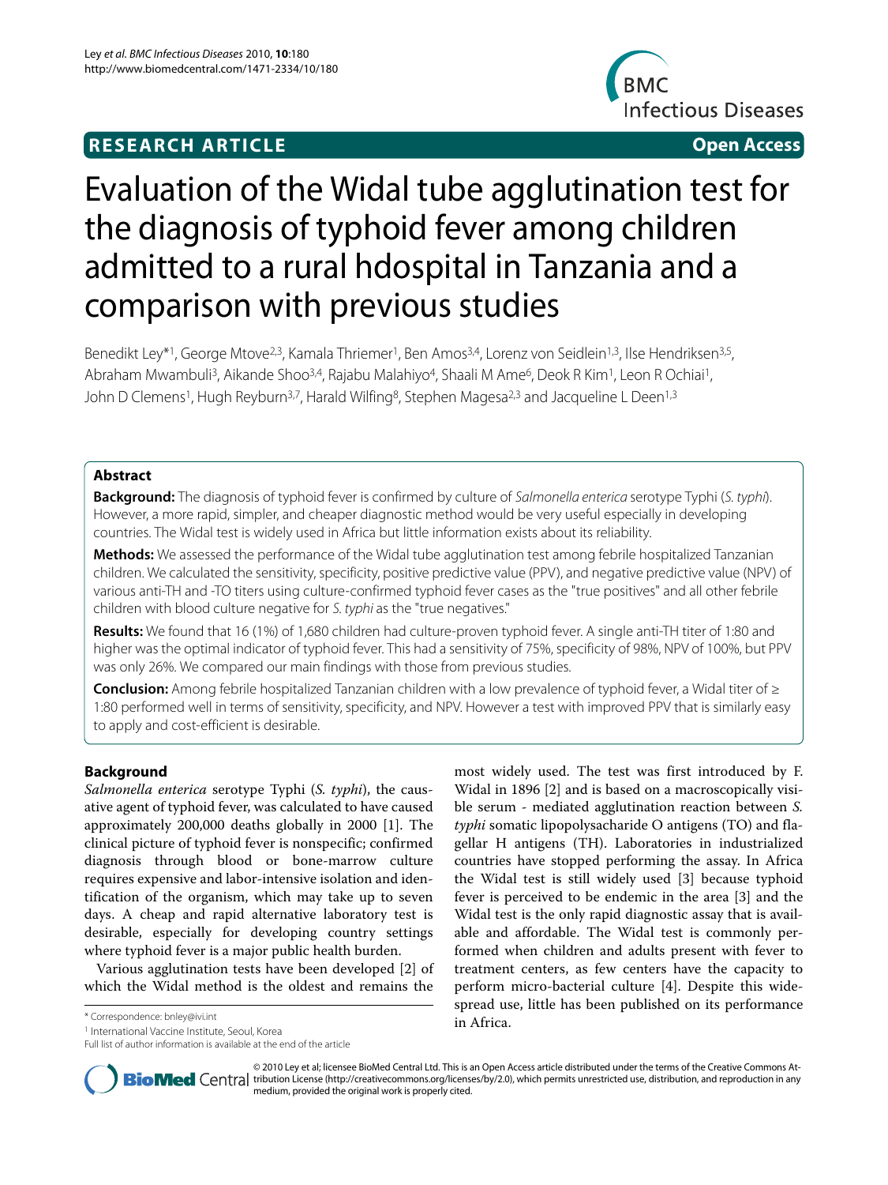# Evaluation of the Widal tube agglutination test for the diagnosis of typhoid fever among children admitted to a rural hdospital in Tanzania and a comparison with previous studies

Benedikt Ley*[1], George Mtove[2,3], Kamala Thriemer[1], Ben Amos[3,4], Lorenz von Seidlein[1,3], Ilse Hendriksen[3,5], Abraham Mwambuli[3], Aikande Shoo[3,4], Rajabu Malahiyo[4], Shaali M Ame[6], Deok R Kim[1], Leon R Ochiai[1], John D Clemens[1], Hugh Reyburn[3,7], Harald Wilfing[8], Stephen Magesa[2,3] and Jacqueline L Deen[1,3]

## Abstract

**Background:** The diagnosis of typhoid fever is confirmed by culture of *Salmonella enterica* serotype Typhi (*S. typhi*). However, a more rapid, simpler, and cheaper diagnostic method would be very useful especially in developing countries. The Widal test is widely used in Africa but little information exists about its reliability.

**Methods:** We assessed the performance of the Widal tube agglutination test among febrile hospitalized Tanzanian children. We calculated the sensitivity, specificity, positive predictive value (PPV), and negative predictive value (NPV) of various anti-TH and -TO titers using culture-confirmed typhoid fever cases as the "true positives" and all other febrile children with blood culture negative for *S. typhi* as the "true negatives."

**Results:** We found that 16 (1%) of 1,680 children had culture-proven typhoid fever. A single anti-TH titer of 1:80 and higher was the optimal indicator of typhoid fever. This had a sensitivity of 75%, specificity of 98%, NPV of 100%, but PPV was only 26%. We compared our main findings with those from previous studies.

**Conclusion:** Among febrile hospitalized Tanzanian children with a low prevalence of typhoid fever, a Widal titer of ≥ 1:80 performed well in terms of sensitivity, specificity, and NPV. However a test with improved PPV that is similarly easy to apply and cost-efficient is desirable.

## Background

*Salmonella enterica* serotype Typhi (*S. typhi*), the causative agent of typhoid fever, was calculated to have caused approximately 200,000 deaths globally in 2000 [1]. The clinical picture of typhoid fever is nonspecific; confirmed diagnosis through blood or bone-marrow culture requires expensive and labor-intensive isolation and identification of the organism, which may take up to seven days. A cheap and rapid alternative laboratory test is desirable, especially for developing country settings where typhoid fever is a major public health burden.

Various agglutination tests have been developed [2] of which the Widal method is the oldest and remains the most widely used. The test was first introduced by F. Widal in 1896 [2] and is based on a macroscopically visible serum - mediated agglutination reaction between *S. typhi* somatic lipopolysacharide O antigens (TO) and flagellar H antigens (TH). Laboratories in industrialized countries have stopped performing the assay. In Africa the Widal test is still widely used [3] because typhoid fever is perceived to be endemic in the area [3] and the Widal test is the only rapid diagnostic assay that is available and affordable. The Widal test is commonly performed when children and adults present with fever to treatment centers, as few centers have the capacity to perform micro-bacterial culture [4]. Despite this widespread use, little has been published on its performance in Africa.

* Correspondence: bnley@ivi.int

[1] International Vaccine Institute, Seoul, Korea

Full list of author information is available at the end of the article

© 2010 Ley et al; licensee BioMed Central Ltd. This is an Open Access article distributed under the terms of the Creative Commons Attribution License (http://creativecommons.org/licenses/by/2.0), which permits unrestricted use, distribution, and reproduction in any medium, provided the original work is properly cited.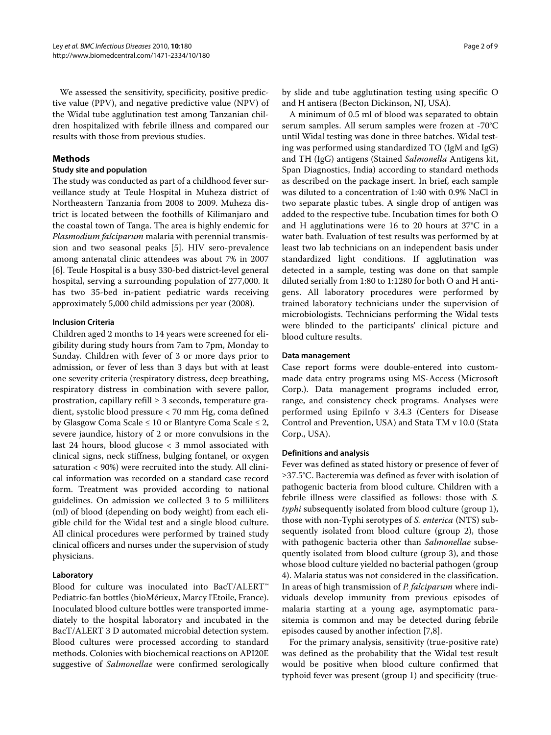We assessed the sensitivity, specificity, positive predictive value (PPV), and negative predictive value (NPV) of the Widal tube agglutination test among Tanzanian children hospitalized with febrile illness and compared our results with those from previous studies.

## Methods

### Study site and population

The study was conducted as part of a childhood fever surveillance study at Teule Hospital in Muheza district of Northeastern Tanzania from 2008 to 2009. Muheza district is located between the foothills of Kilimanjaro and the coastal town of Tanga. The area is highly endemic for *Plasmodium falciparum* malaria with perennial transmission and two seasonal peaks [5]. HIV sero-prevalence among antenatal clinic attendees was about 7% in 2007 [6]. Teule Hospital is a busy 330-bed district-level general hospital, serving a surrounding population of 277,000. It has two 35-bed in-patient pediatric wards receiving approximately 5,000 child admissions per year (2008).

#### Inclusion Criteria

Children aged 2 months to 14 years were screened for eligibility during study hours from 7am to 7pm, Monday to Sunday. Children with fever of 3 or more days prior to admission, or fever of less than 3 days but with at least one severity criteria (respiratory distress, deep breathing, respiratory distress in combination with severe pallor, prostration, capillary refill ≥ 3 seconds, temperature gradient, systolic blood pressure < 70 mm Hg, coma defined by Glasgow Coma Scale ≤ 10 or Blantyre Coma Scale ≤ 2, severe jaundice, history of 2 or more convulsions in the last 24 hours, blood glucose < 3 mmol associated with clinical signs, neck stiffness, bulging fontanel, or oxygen saturation < 90%) were recruited into the study. All clinical information was recorded on a standard case record form. Treatment was provided according to national guidelines. On admission we collected 3 to 5 milliliters (ml) of blood (depending on body weight) from each eligible child for the Widal test and a single blood culture. All clinical procedures were performed by trained study clinical officers and nurses under the supervision of study physicians.

#### Laboratory

Blood for culture was inoculated into BacT/ALERT™ Pediatric-fan bottles (bioMérieux, Marcy l'Etoile, France). Inoculated blood culture bottles were transported immediately to the hospital laboratory and incubated in the BacT/ALERT 3 D automated microbial detection system. Blood cultures were processed according to standard methods. Colonies with biochemical reactions on API20E suggestive of *Salmonellae* were confirmed serologically by slide and tube agglutination testing using specific O and H antisera (Becton Dickinson, NJ, USA).

A minimum of 0.5 ml of blood was separated to obtain serum samples. All serum samples were frozen at -70°C until Widal testing was done in three batches. Widal testing was performed using standardized TO (IgM and IgG) and TH (IgG) antigens (Stained *Salmonella* Antigens kit, Span Diagnostics, India) according to standard methods as described on the package insert. In brief, each sample was diluted to a concentration of 1:40 with 0.9% NaCl in two separate plastic tubes. A single drop of antigen was added to the respective tube. Incubation times for both O and H agglutinations were 16 to 20 hours at 37°C in a water bath. Evaluation of test results was performed by at least two lab technicians on an independent basis under standardized light conditions. If agglutination was detected in a sample, testing was done on that sample diluted serially from 1:80 to 1:1280 for both O and H antigens. All laboratory procedures were performed by trained laboratory technicians under the supervision of microbiologists. Technicians performing the Widal tests were blinded to the participants' clinical picture and blood culture results.

#### Data management

Case report forms were double-entered into custom-made data entry programs using MS-Access (Microsoft Corp.). Data management programs included error, range, and consistency check programs. Analyses were performed using EpiInfo v 3.4.3 (Centers for Disease Control and Prevention, USA) and Stata TM v 10.0 (Stata Corp., USA).

#### Definitions and analysis

Fever was defined as stated history or presence of fever of ≥37.5°C. Bacteremia was defined as fever with isolation of pathogenic bacteria from blood culture. Children with a febrile illness were classified as follows: those with *S. typhi* subsequently isolated from blood culture (group 1), those with non-Typhi serotypes of *S. enterica* (NTS) subsequently isolated from blood culture (group 2), those with pathogenic bacteria other than *Salmonellae* subsequently isolated from blood culture (group 3), and those whose blood culture yielded no bacterial pathogen (group 4). Malaria status was not considered in the classification. In areas of high transmission of *P. falciparum* where individuals develop immunity from previous episodes of malaria starting at a young age, asymptomatic parasitemia is common and may be detected during febrile episodes caused by another infection [7,8].

For the primary analysis, sensitivity (true-positive rate) was defined as the probability that the Widal test result would be positive when blood culture confirmed that typhoid fever was present (group 1) and specificity (true-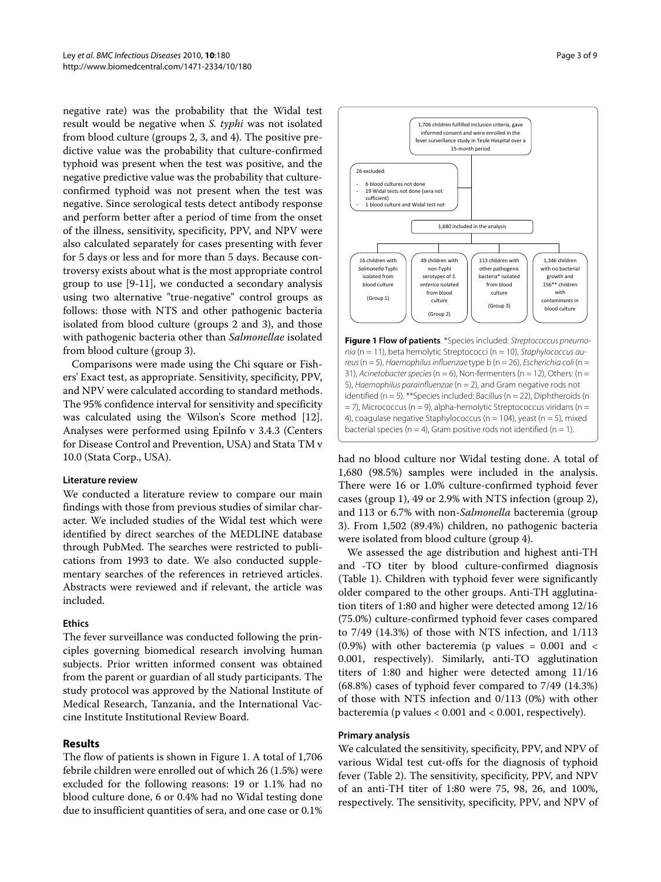negative rate) was the probability that the Widal test result would be negative when *S. typhi* was not isolated from blood culture (groups 2, 3, and 4). The positive predictive value was the probability that culture-confirmed typhoid was present when the test was positive, and the negative predictive value was the probability that culture-confirmed typhoid was not present when the test was negative. Since serological tests detect antibody response and perform better after a period of time from the onset of the illness, sensitivity, specificity, PPV, and NPV were also calculated separately for cases presenting with fever for 5 days or less and for more than 5 days. Because controversy exists about what is the most appropriate control group to use [9-11], we conducted a secondary analysis using two alternative "true-negative" control groups as follows: those with NTS and other pathogenic bacteria isolated from blood culture (groups 2 and 3), and those with pathogenic bacteria other than *Salmonellae* isolated from blood culture (group 3).

Comparisons were made using the Chi square or Fishers' Exact test, as appropriate. Sensitivity, specificity, PPV, and NPV were calculated according to standard methods. The 95% confidence interval for sensitivity and specificity was calculated using the Wilson's Score method [12]. Analyses were performed using EpiInfo v 3.4.3 (Centers for Disease Control and Prevention, USA) and Stata TM v 10.0 (Stata Corp., USA).

### Literature review

We conducted a literature review to compare our main findings with those from previous studies of similar character. We included studies of the Widal test which were identified by direct searches of the MEDLINE database through PubMed. The searches were restricted to publications from 1993 to date. We also conducted supplementary searches of the references in retrieved articles. Abstracts were reviewed and if relevant, the article was included.

### Ethics

The fever surveillance was conducted following the principles governing biomedical research involving human subjects. Prior written informed consent was obtained from the parent or guardian of all study participants. The study protocol was approved by the National Institute of Medical Research, Tanzania, and the International Vaccine Institute Institutional Review Board.

## Results

The flow of patients is shown in Figure 1. A total of 1,706 febrile children were enrolled out of which 26 (1.5%) were excluded for the following reasons: 19 or 1.1% had no blood culture done, 6 or 0.4% had no Widal testing done due to insufficient quantities of sera, and one case or 0.1%

1,706 children fulfilled inclusion criteria, gave informed consent and were enrolled in the fever surveillance study in Teule Hospital over a 15-month period

26 excluded:
- 6 blood cultures not done
- 19 Widal tests not done (sera not sufficient)
- 1 blood culture and Widal test not

1,680 included in the analysis

16 children with *Salmonella* Typhi isolated from blood culture (Group 1)

49 children with non-Typhi serotypes of *S. enterica* isolated from blood culture (Group 2)

113 children with other pathogenic bacteria* isolated from blood culture (Group 3)

1,346 children with no bacterial growth and 156** children with contaminants in blood culture

**Figure 1 Flow of patients**. *Species included: *Streptococcus pneumonia* (n = 11), beta hemolytic Streptococci (n = 10), *Staphylococcus aureus* (n = 5), *Haemophilus influenzae* type b (n = 26), *Escherichia coli* (n = 31), *Acinetobacter species* (n = 6), Non-fermenters (n = 12), Others: (n = 5), *Haemophilus parainfluenzae* (n = 2), and Gram negative rods not identified (n = 5). **Species included: Bacillus (n = 22), Diphtheroids (n = 7), Micrococcus (n = 9), alpha-hemolytic Streptococcus viridans (n = 4), coagulase negative Staphylococcus (n = 104), yeast (n = 5), mixed bacterial species (n = 4), Gram positive rods not identified (n = 1).

had no blood culture nor Widal testing done. A total of 1,680 (98.5%) samples were included in the analysis. There were 16 or 1.0% culture-confirmed typhoid fever cases (group 1), 49 or 2.9% with NTS infection (group 2), and 113 or 6.7% with non-*Salmonella* bacteremia (group 3). From 1,502 (89.4%) children, no pathogenic bacteria were isolated from blood culture (group 4).

We assessed the age distribution and highest anti-TH and -TO titer by blood culture-confirmed diagnosis (Table 1). Children with typhoid fever were significantly older compared to the other groups. Anti-TH agglutination titers of 1:80 and higher were detected among 12/16 (75.0%) culture-confirmed typhoid fever cases compared to 7/49 (14.3%) of those with NTS infection, and 1/113 (0.9%) with other bacteremia (p values = 0.001 and < 0.001, respectively). Similarly, anti-TO agglutination titers of 1:80 and higher were detected among 11/16 (68.8%) cases of typhoid fever compared to 7/49 (14.3%) of those with NTS infection and 0/113 (0%) with other bacteremia (p values < 0.001 and < 0.001, respectively).

### Primary analysis

We calculated the sensitivity, specificity, PPV, and NPV of various Widal test cut-offs for the diagnosis of typhoid fever (Table 2). The sensitivity, specificity, PPV, and NPV of an anti-TH titer of 1:80 were 75, 98, 26, and 100%, respectively. The sensitivity, specificity, PPV, and NPV of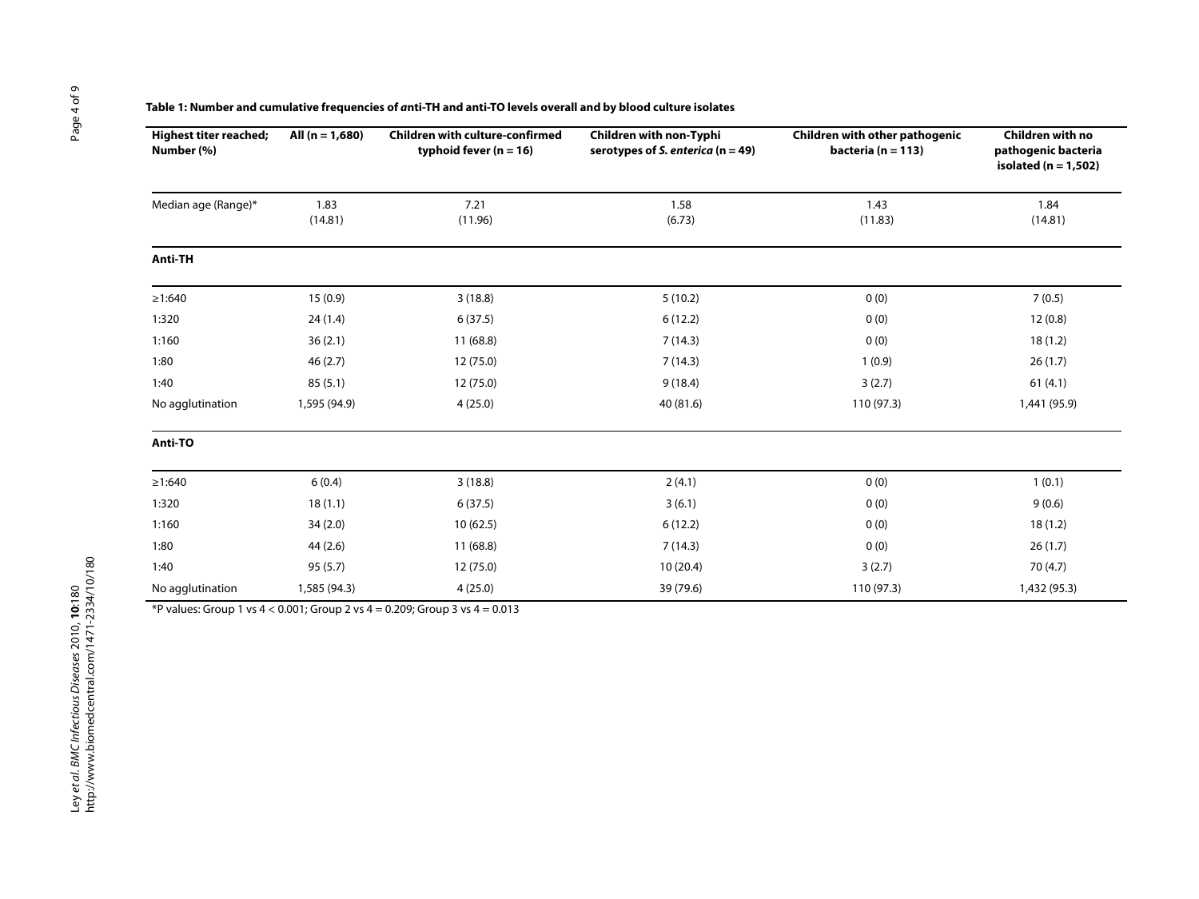**Table 1: Number and cumulative frequencies of anti-TH and anti-TO levels overall and by blood culture isolates**

| Highest titer reached; Number (%) | All (n = 1,680) | Children with culture-confirmed typhoid fever (n = 16) | Children with non-Typhi serotypes of *S. enterica* (n = 49) | Children with other pathogenic bacteria (n = 113) | Children with no pathogenic bacteria isolated (n = 1,502) |
|---|---|---|---|---|---|
| Median age (Range)* | 1.83 (14.81) | 7.21 (11.96) | 1.58 (6.73) | 1.43 (11.83) | 1.84 (14.81) |
| **Anti-TH** | | | | | |
| ≥1:640 | 15 (0.9) | 3 (18.8) | 5 (10.2) | 0 (0) | 7 (0.5) |
| 1:320 | 24 (1.4) | 6 (37.5) | 6 (12.2) | 0 (0) | 12 (0.8) |
| 1:160 | 36 (2.1) | 11 (68.8) | 7 (14.3) | 0 (0) | 18 (1.2) |
| 1:80 | 46 (2.7) | 12 (75.0) | 7 (14.3) | 1 (0.9) | 26 (1.7) |
| 1:40 | 85 (5.1) | 12 (75.0) | 9 (18.4) | 3 (2.7) | 61 (4.1) |
| No agglutination | 1,595 (94.9) | 4 (25.0) | 40 (81.6) | 110 (97.3) | 1,441 (95.9) |
| **Anti-TO** | | | | | |
| ≥1:640 | 6 (0.4) | 3 (18.8) | 2 (4.1) | 0 (0) | 1 (0.1) |
| 1:320 | 18 (1.1) | 6 (37.5) | 3 (6.1) | 0 (0) | 9 (0.6) |
| 1:160 | 34 (2.0) | 10 (62.5) | 6 (12.2) | 0 (0) | 18 (1.2) |
| 1:80 | 44 (2.6) | 11 (68.8) | 7 (14.3) | 0 (0) | 26 (1.7) |
| 1:40 | 95 (5.7) | 12 (75.0) | 10 (20.4) | 3 (2.7) | 70 (4.7) |
| No agglutination | 1,585 (94.3) | 4 (25.0) | 39 (79.6) | 110 (97.3) | 1,432 (95.3) |

*P values: Group 1 vs 4 < 0.001; Group 2 vs 4 = 0.209; Group 3 vs 4 = 0.013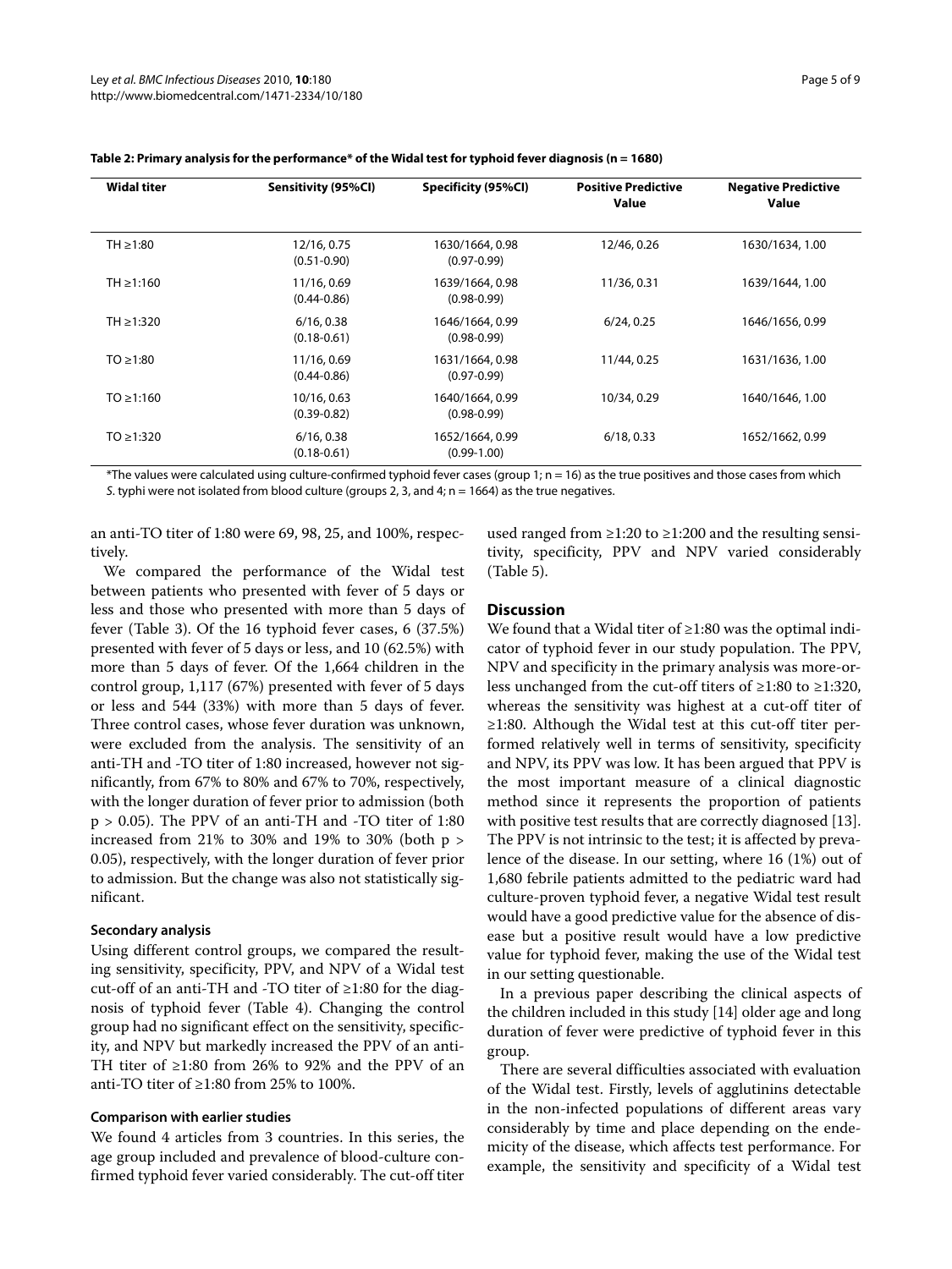**Table 2: Primary analysis for the performance* of the Widal test for typhoid fever diagnosis (n = 1680)**

| Widal titer | Sensitivity (95%CI) | Specificity (95%CI) | Positive Predictive Value | Negative Predictive Value |
|---|---|---|---|---|
| TH ≥1:80 | 12/16, 0.75 (0.51-0.90) | 1630/1664, 0.98 (0.97-0.99) | 12/46, 0.26 | 1630/1634, 1.00 |
| TH ≥1:160 | 11/16, 0.69 (0.44-0.86) | 1639/1664, 0.98 (0.98-0.99) | 11/36, 0.31 | 1639/1644, 1.00 |
| TH ≥1:320 | 6/16, 0.38 (0.18-0.61) | 1646/1664, 0.99 (0.98-0.99) | 6/24, 0.25 | 1646/1656, 0.99 |
| TO ≥1:80 | 11/16, 0.69 (0.44-0.86) | 1631/1664, 0.98 (0.97-0.99) | 11/44, 0.25 | 1631/1636, 1.00 |
| TO ≥1:160 | 10/16, 0.63 (0.39-0.82) | 1640/1664, 0.99 (0.98-0.99) | 10/34, 0.29 | 1640/1646, 1.00 |
| TO ≥1:320 | 6/16, 0.38 (0.18-0.61) | 1652/1664, 0.99 (0.99-1.00) | 6/18, 0.33 | 1652/1662, 0.99 |

*The values were calculated using culture-confirmed typhoid fever cases (group 1; n = 16) as the true positives and those cases from which *S*. typhi were not isolated from blood culture (groups 2, 3, and 4; n = 1664) as the true negatives.

an anti-TO titer of 1:80 were 69, 98, 25, and 100%, respectively.

We compared the performance of the Widal test between patients who presented with fever of 5 days or less and those who presented with more than 5 days of fever (Table 3). Of the 16 typhoid fever cases, 6 (37.5%) presented with fever of 5 days or less, and 10 (62.5%) with more than 5 days of fever. Of the 1,664 children in the control group, 1,117 (67%) presented with fever of 5 days or less and 544 (33%) with more than 5 days of fever. Three control cases, whose fever duration was unknown, were excluded from the analysis. The sensitivity of an anti-TH and -TO titer of 1:80 increased, however not significantly, from 67% to 80% and 67% to 70%, respectively, with the longer duration of fever prior to admission (both $p > 0.05$). The PPV of an anti-TH and -TO titer of 1:80 increased from 21% to 30% and 19% to 30% (both $p > 0.05$), respectively, with the longer duration of fever prior to admission. But the change was also not statistically significant.

### Secondary analysis

Using different control groups, we compared the resulting sensitivity, specificity, PPV, and NPV of a Widal test cut-off of an anti-TH and -TO titer of ≥1:80 for the diagnosis of typhoid fever (Table 4). Changing the control group had no significant effect on the sensitivity, specificity, and NPV but markedly increased the PPV of an anti-TH titer of ≥1:80 from 26% to 92% and the PPV of an anti-TO titer of ≥1:80 from 25% to 100%.

### Comparison with earlier studies

We found 4 articles from 3 countries. In this series, the age group included and prevalence of blood-culture confirmed typhoid fever varied considerably. The cut-off titer used ranged from ≥1:20 to ≥1:200 and the resulting sensitivity, specificity, PPV and NPV varied considerably (Table 5).

## Discussion

We found that a Widal titer of ≥1:80 was the optimal indicator of typhoid fever in our study population. The PPV, NPV and specificity in the primary analysis was more-or-less unchanged from the cut-off titers of ≥1:80 to ≥1:320, whereas the sensitivity was highest at a cut-off titer of ≥1:80. Although the Widal test at this cut-off titer performed relatively well in terms of sensitivity, specificity and NPV, its PPV was low. It has been argued that PPV is the most important measure of a clinical diagnostic method since it represents the proportion of patients with positive test results that are correctly diagnosed [13]. The PPV is not intrinsic to the test; it is affected by prevalence of the disease. In our setting, where 16 (1%) out of 1,680 febrile patients admitted to the pediatric ward had culture-proven typhoid fever, a negative Widal test result would have a good predictive value for the absence of disease but a positive result would have a low predictive value for typhoid fever, making the use of the Widal test in our setting questionable.

In a previous paper describing the clinical aspects of the children included in this study [14] older age and long duration of fever were predictive of typhoid fever in this group.

There are several difficulties associated with evaluation of the Widal test. Firstly, levels of agglutinins detectable in the non-infected populations of different areas vary considerably by time and place depending on the endemicity of the disease, which affects test performance. For example, the sensitivity and specificity of a Widal test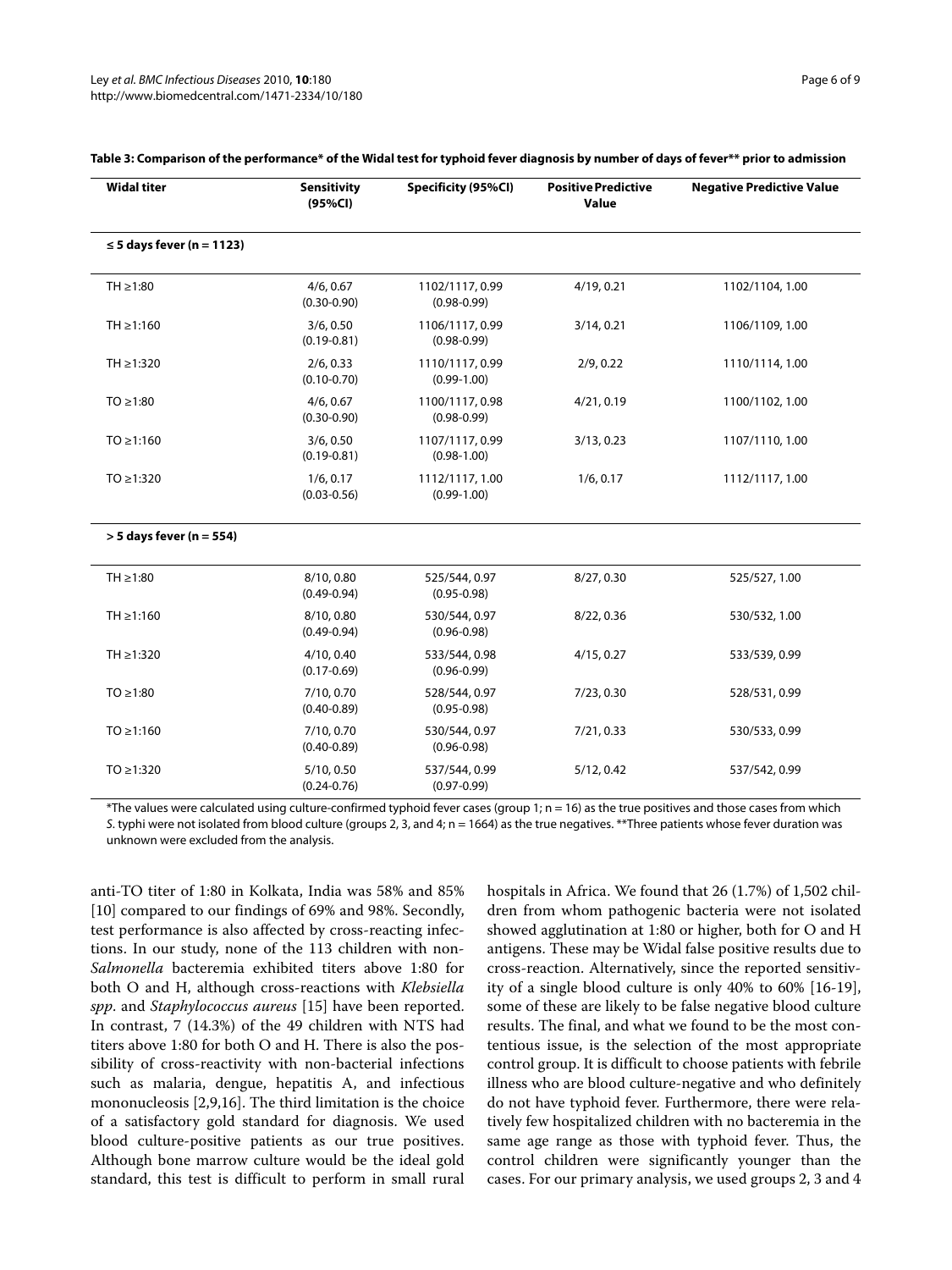**Table 3: Comparison of the performance* of the Widal test for typhoid fever diagnosis by number of days of fever** prior to admission**

| Widal titer | Sensitivity (95%CI) | Specificity (95%CI) | Positive Predictive Value | Negative Predictive Value |
|---|---|---|---|---|
| **≤ 5 days fever (n = 1123)** | | | | |
| TH ≥1:80 | 4/6, 0.67 (0.30-0.90) | 1102/1117, 0.99 (0.98-0.99) | 4/19, 0.21 | 1102/1104, 1.00 |
| TH ≥1:160 | 3/6, 0.50 (0.19-0.81) | 1106/1117, 0.99 (0.98-0.99) | 3/14, 0.21 | 1106/1109, 1.00 |
| TH ≥1:320 | 2/6, 0.33 (0.10-0.70) | 1110/1117, 0.99 (0.99-1.00) | 2/9, 0.22 | 1110/1114, 1.00 |
| TO ≥1:80 | 4/6, 0.67 (0.30-0.90) | 1100/1117, 0.98 (0.98-0.99) | 4/21, 0.19 | 1100/1102, 1.00 |
| TO ≥1:160 | 3/6, 0.50 (0.19-0.81) | 1107/1117, 0.99 (0.98-1.00) | 3/13, 0.23 | 1107/1110, 1.00 |
| TO ≥1:320 | 1/6, 0.17 (0.03-0.56) | 1112/1117, 1.00 (0.99-1.00) | 1/6, 0.17 | 1112/1117, 1.00 |
| **> 5 days fever (n = 554)** | | | | |
| TH ≥1:80 | 8/10, 0.80 (0.49-0.94) | 525/544, 0.97 (0.95-0.98) | 8/27, 0.30 | 525/527, 1.00 |
| TH ≥1:160 | 8/10, 0.80 (0.49-0.94) | 530/544, 0.97 (0.96-0.98) | 8/22, 0.36 | 530/532, 1.00 |
| TH ≥1:320 | 4/10, 0.40 (0.17-0.69) | 533/544, 0.98 (0.96-0.99) | 4/15, 0.27 | 533/539, 0.99 |
| TO ≥1:80 | 7/10, 0.70 (0.40-0.89) | 528/544, 0.97 (0.95-0.98) | 7/23, 0.30 | 528/531, 0.99 |
| TO ≥1:160 | 7/10, 0.70 (0.40-0.89) | 530/544, 0.97 (0.96-0.98) | 7/21, 0.33 | 530/533, 0.99 |
| TO ≥1:320 | 5/10, 0.50 (0.24-0.76) | 537/544, 0.99 (0.97-0.99) | 5/12, 0.42 | 537/542, 0.99 |

*The values were calculated using culture-confirmed typhoid fever cases (group 1; n = 16) as the true positives and those cases from which *S*. typhi were not isolated from blood culture (groups 2, 3, and 4; n = 1664) as the true negatives. **Three patients whose fever duration was unknown were excluded from the analysis.

anti-TO titer of 1:80 in Kolkata, India was 58% and 85% [10] compared to our findings of 69% and 98%. Secondly, test performance is also affected by cross-reacting infections. In our study, none of the 113 children with non-*Salmonella* bacteremia exhibited titers above 1:80 for both O and H, although cross-reactions with *Klebsiella spp*. and *Staphylococcus aureus* [15] have been reported. In contrast, 7 (14.3%) of the 49 children with NTS had titers above 1:80 for both O and H. There is also the possibility of cross-reactivity with non-bacterial infections such as malaria, dengue, hepatitis A, and infectious mononucleosis [2,9,16]. The third limitation is the choice of a satisfactory gold standard for diagnosis. We used blood culture-positive patients as our true positives. Although bone marrow culture would be the ideal gold standard, this test is difficult to perform in small rural hospitals in Africa. We found that 26 (1.7%) of 1,502 children from whom pathogenic bacteria were not isolated showed agglutination at 1:80 or higher, both for O and H antigens. These may be Widal false positive results due to cross-reaction. Alternatively, since the reported sensitivity of a single blood culture is only 40% to 60% [16-19], some of these are likely to be false negative blood culture results. The final, and what we found to be the most contentious issue, is the selection of the most appropriate control group. It is difficult to choose patients with febrile illness who are blood culture-negative and who definitely do not have typhoid fever. Furthermore, there were relatively few hospitalized children with no bacteremia in the same age range as those with typhoid fever. Thus, the control children were significantly younger than the cases. For our primary analysis, we used groups 2, 3 and 4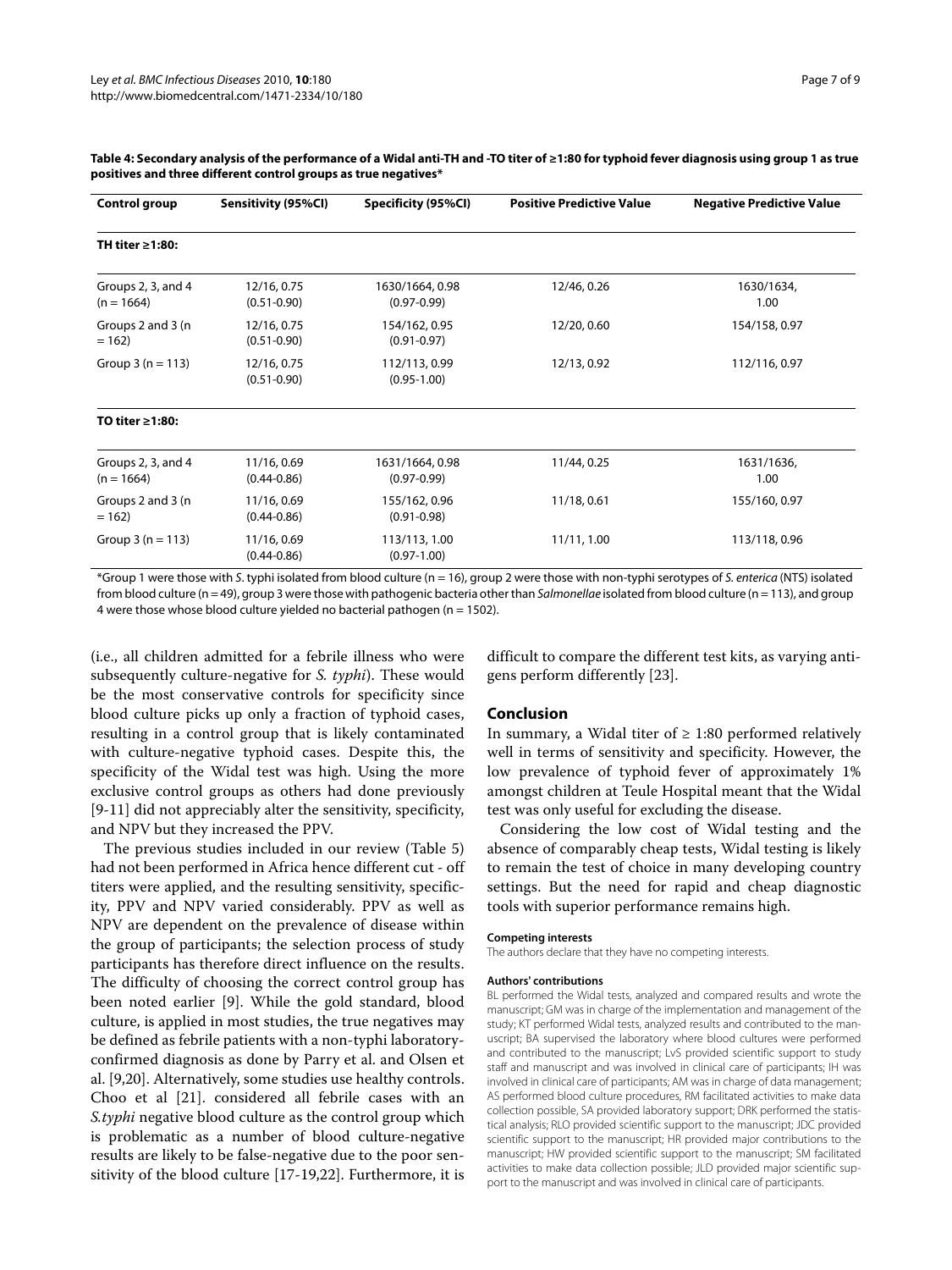**Table 4: Secondary analysis of the performance of a Widal anti-TH and -TO titer of ≥1:80 for typhoid fever diagnosis using group 1 as true positives and three different control groups as true negatives***

| Control group | Sensitivity (95%CI) | Specificity (95%CI) | Positive Predictive Value | Negative Predictive Value |
|---|---|---|---|---|
| **TH titer ≥1:80:** | | | | |
| Groups 2, 3, and 4 (n = 1664) | 12/16, 0.75 (0.51-0.90) | 1630/1664, 0.98 (0.97-0.99) | 12/46, 0.26 | 1630/1634, 1.00 |
| Groups 2 and 3 (n = 162) | 12/16, 0.75 (0.51-0.90) | 154/162, 0.95 (0.91-0.97) | 12/20, 0.60 | 154/158, 0.97 |
| Group 3 (n = 113) | 12/16, 0.75 (0.51-0.90) | 112/113, 0.99 (0.95-1.00) | 12/13, 0.92 | 112/116, 0.97 |
| **TO titer ≥1:80:** | | | | |
| Groups 2, 3, and 4 (n = 1664) | 11/16, 0.69 (0.44-0.86) | 1631/1664, 0.98 (0.97-0.99) | 11/44, 0.25 | 1631/1636, 1.00 |
| Groups 2 and 3 (n = 162) | 11/16, 0.69 (0.44-0.86) | 155/162, 0.96 (0.91-0.98) | 11/18, 0.61 | 155/160, 0.97 |
| Group 3 (n = 113) | 11/16, 0.69 (0.44-0.86) | 113/113, 1.00 (0.97-1.00) | 11/11, 1.00 | 113/118, 0.96 |

*Group 1 were those with *S.* typhi isolated from blood culture (n = 16), group 2 were those with non-typhi serotypes of *S. enterica* (NTS) isolated from blood culture (n = 49), group 3 were those with pathogenic bacteria other than *Salmonellae* isolated from blood culture (n = 113), and group 4 were those whose blood culture yielded no bacterial pathogen (n = 1502).

(i.e., all children admitted for a febrile illness who were subsequently culture-negative for *S. typhi*). These would be the most conservative controls for specificity since blood culture picks up only a fraction of typhoid cases, resulting in a control group that is likely contaminated with culture-negative typhoid cases. Despite this, the specificity of the Widal test was high. Using the more exclusive control groups as others had done previously [9-11] did not appreciably alter the sensitivity, specificity, and NPV but they increased the PPV.

The previous studies included in our review (Table 5) had not been performed in Africa hence different cut - off titers were applied, and the resulting sensitivity, specificity, PPV and NPV varied considerably. PPV as well as NPV are dependent on the prevalence of disease within the group of participants; the selection process of study participants has therefore direct influence on the results. The difficulty of choosing the correct control group has been noted earlier [9]. While the gold standard, blood culture, is applied in most studies, the true negatives may be defined as febrile patients with a non-typhi laboratory-confirmed diagnosis as done by Parry et al. and Olsen et al. [9,20]. Alternatively, some studies use healthy controls. Choo et al [21]. considered all febrile cases with an *S.typhi* negative blood culture as the control group which is problematic as a number of blood culture-negative results are likely to be false-negative due to the poor sensitivity of the blood culture [17-19,22]. Furthermore, it is difficult to compare the different test kits, as varying antigens perform differently [23].

## Conclusion

In summary, a Widal titer of ≥ 1:80 performed relatively well in terms of sensitivity and specificity. However, the low prevalence of typhoid fever of approximately 1% amongst children at Teule Hospital meant that the Widal test was only useful for excluding the disease.

Considering the low cost of Widal testing and the absence of comparably cheap tests, Widal testing is likely to remain the test of choice in many developing country settings. But the need for rapid and cheap diagnostic tools with superior performance remains high.

#### Competing interests

The authors declare that they have no competing interests.

#### Authors' contributions

BL performed the Widal tests, analyzed and compared results and wrote the manuscript; GM was in charge of the implementation and management of the study; KT performed Widal tests, analyzed results and contributed to the manuscript; BA supervised the laboratory where blood cultures were performed and contributed to the manuscript; LvS provided scientific support to study staff and manuscript and was involved in clinical care of participants; IH was involved in clinical care of participants; AM was in charge of data management; AS performed blood culture procedures, RM facilitated activities to make data collection possible, SA provided laboratory support; DRK performed the statistical analysis; RLO provided scientific support to the manuscript; JDC provided scientific support to the manuscript; HR provided major contributions to the manuscript; HW provided scientific support to the manuscript; SM facilitated activities to make data collection possible; JLD provided major scientific support to the manuscript and was involved in clinical care of participants.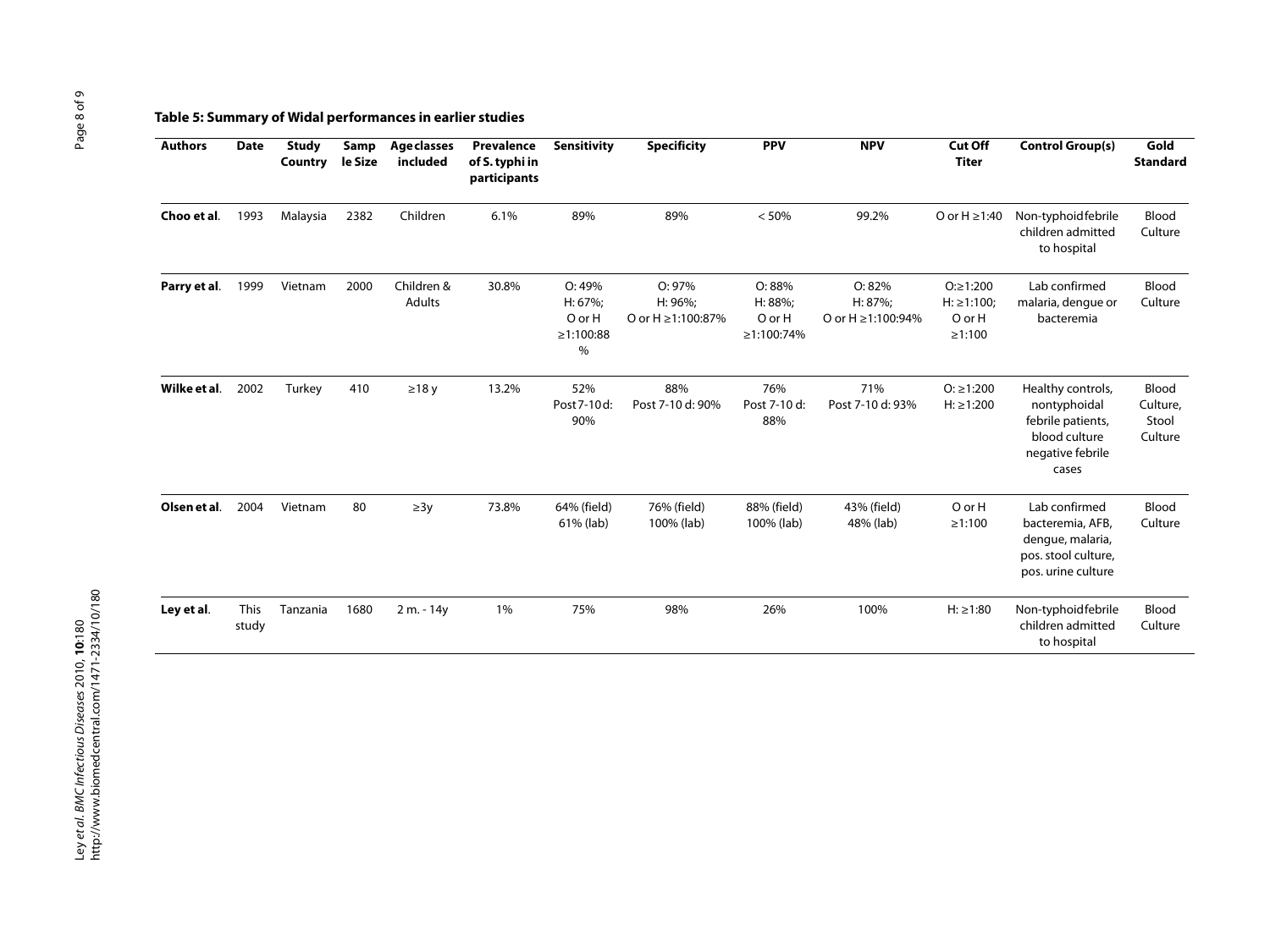**Table 5: Summary of Widal performances in earlier studies**

| Authors | Date | Study Country | Sample Size | Age classes included | Prevalence of S. typhi in participants | Sensitivity | Specificity | PPV | NPV | Cut Off Titer | Control Group(s) | Gold Standard |
|---|---|---|---|---|---|---|---|---|---|---|---|---|
| **Choo et al**. | 1993 | Malaysia | 2382 | Children | 6.1% | 89% | 89% | < 50% | 99.2% | O or H ≥1:40 | Non-typhoid febrile children admitted to hospital | Blood Culture |
| **Parry et al**. | 1999 | Vietnam | 2000 | Children & Adults | 30.8% | O: 49% H: 67%; O or H ≥1:100:88 % | O: 97% H: 96%; O or H ≥1:100:87% | O: 88% H: 88%; O or H ≥1:100:74% | O: 82% H: 87%; O or H ≥1:100:94% | O:≥1:200 H: ≥1:100; O or H ≥1:100 | Lab confirmed malaria, dengue or bacteremia | Blood Culture |
| **Wilke et al**. | 2002 | Turkey | 410 | ≥18 y | 13.2% | 52% Post 7-10 d: 90% | 88% Post 7-10 d: 90% | 76% Post 7-10 d: 88% | 71% Post 7-10 d: 93% | O: ≥1:200 H: ≥1:200 | Healthy controls, nontyphoidal febrile patients, blood culture negative febrile cases | Blood Culture, Stool Culture |
| **Olsen et al**. | 2004 | Vietnam | 80 | ≥3y | 73.8% | 64% (field) 61% (lab) | 76% (field) 100% (lab) | 88% (field) 100% (lab) | 43% (field) 48% (lab) | O or H ≥1:100 | Lab confirmed bacteremia, AFB, dengue, malaria, pos. stool culture, pos. urine culture | Blood Culture |
| **Ley et al**. | This study | Tanzania | 1680 | 2 m. - 14y | 1% | 75% | 98% | 26% | 100% | H: ≥1:80 | Non-typhoid febrile children admitted to hospital | Blood Culture |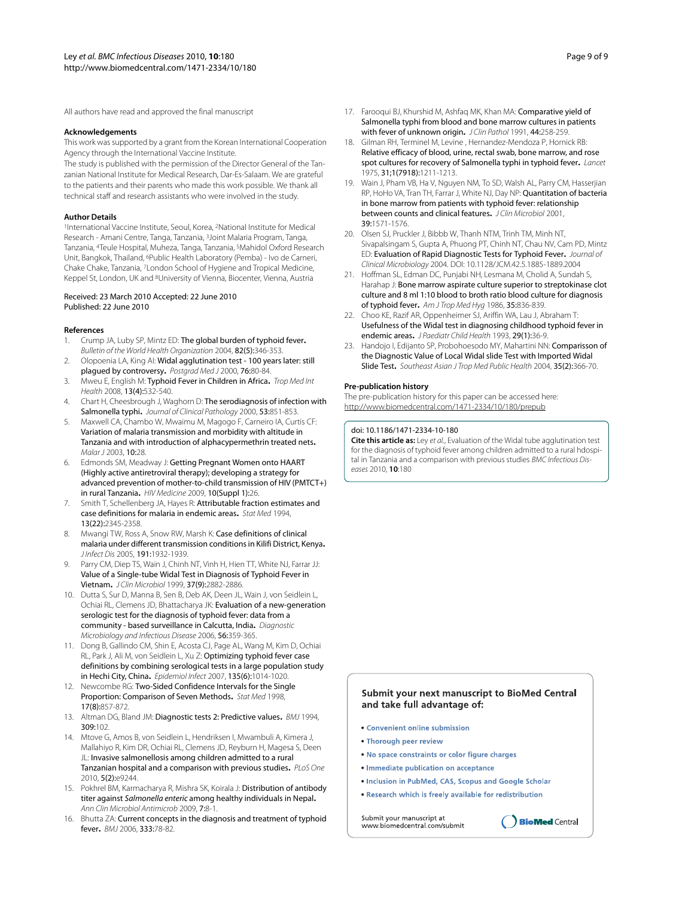All authors have read and approved the final manuscript

### Acknowledgements

This work was supported by a grant from the Korean International Cooperation Agency through the International Vaccine Institute.

The study is published with the permission of the Director General of the Tanzanian National Institute for Medical Research, Dar-Es-Salaam. We are grateful to the patients and their parents who made this work possible. We thank all technical staff and research assistants who were involved in the study.

### Author Details

[1]International Vaccine Institute, Seoul, Korea, [2]National Institute for Medical Research - Amani Centre, Tanga, Tanzania, [3]Joint Malaria Program, Tanga, Tanzania, [4]Teule Hospital, Muheza, Tanga, Tanzania, [5]Mahidol Oxford Research Unit, Bangkok, Thailand, [6]Public Health Laboratory (Pemba) - Ivo de Carneri, Chake Chake, Tanzania, [7]London School of Hygiene and Tropical Medicine, Keppel St, London, UK and [8]University of Vienna, Biocenter, Vienna, Austria

Received: 23 March 2010 Accepted: 22 June 2010
Published: 22 June 2010

### References

1. Crump JA, Luby SP, Mintz ED: **The global burden of typhoid fever.** *Bulletin of the World Health Organization* 2004, **82(5)**:346-353.
2. Olopoenia LA, King AI: **Widal agglutination test - 100 years later: still plagued by controversy.** *Postgrad Med J* 2000, **76**:80-84.
3. Mweu E, English M: **Typhoid Fever in Children in Africa.** *Trop Med Int Health* 2008, **13(4)**:532-540.
4. Chart H, Cheesbrough J, Waghorn D: **The serodiagnosis of infection with Salmonella typhi.** *Journal of Clinical Pathology* 2000, **53**:851-853.
5. Maxwell CA, Chambo W, Mwaimu M, Magogo F, Carneiro IA, Curtis CF: **Variation of malaria transmission and morbidity with altitude in Tanzania and with introduction of alphacypermethrin treated nets.** *Malar J* 2003, **10**:28.
6. Edmonds SM, Meadway J: **Getting Pregnant Women onto HAART (Highly active antiretroviral therapy); developing a strategy for advanced prevention of mother-to-child transmission of HIV (PMTCT+) in rural Tanzania.** *HIV Medicine* 2009, **10(Suppl 1)**:26.
7. Smith T, Schellenberg JA, Hayes R: **Attributable fraction estimates and case definitions for malaria in endemic areas.** *Stat Med* 1994, **13(22)**:2345-2358.
8. Mwangi TW, Ross A, Snow RW, Marsh K: **Case definitions of clinical malaria under different transmission conditions in Kilifi District, Kenya.** *J Infect Dis* 2005, **191**:1932-1939.
9. Parry CM, Diep TS, Wain J, Chinh NT, Vinh H, Hien TT, White NJ, Farrar JJ: **Value of a Single-tube Widal Test in Diagnosis of Typhoid Fever in Vietnam.** *J Clin Microbiol* 1999, **37(9)**:2882-2886.
10. Dutta S, Sur D, Manna B, Sen B, Deb AK, Deen JL, Wain J, von Seidlein L, Ochiai RL, Clemens JD, Bhattacharya JK: **Evaluation of a new-generation serologic test for the diagnosis of typhoid fever: data from a community - based surveillance in Calcutta, India.** *Diagnostic Microbiology and Infectious Disease* 2006, **56**:359-365.
11. Dong B, Gallindo CM, Shin E, Acosta CJ, Page AL, Wang M, Kim D, Ochiai RL, Park J, Ali M, von Seidlein L, Xu Z: **Optimizing typhoid fever case definitions by combining serological tests in a large population study in Hechi City, China.** *Epidemiol Infect* 2007, **135(6)**:1014-1020.
12. Newcombe RG: **Two-Sided Confidence Intervals for the Single Proportion: Comparison of Seven Methods.** *Stat Med* 1998, **17(8)**:857-872.
13. Altman DG, Bland JM: **Diagnostic tests 2: Predictive values.** *BMJ* 1994, **309**:102.
14. Mtove G, Amos B, von Seidlein L, Hendriksen I, Mwambuli A, Kimera J, Mallahiyo R, Kim DR, Ochiai RL, Clemens JD, Reyburn H, Magesa S, Deen JL: **Invasive salmonellosis among children admitted to a rural Tanzanian hospital and a comparison with previous studies.** *PLoS One* 2010, **5(2)**:e9244.
15. Pokhrel BM, Karmacharya R, Mishra SK, Koirala J: **Distribution of antibody titer against *Salmonella enteric* among healthy individuals in Nepal.** *Ann Clin Microbiol Antimicrob* 2009, **7**:8-1.
16. Bhutta ZA: **Current concepts in the diagnosis and treatment of typhoid fever.** *BMJ* 2006, **333**:78-82.
17. Farooqui BJ, Khurshid M, Ashfaq MK, Khan MA: **Comparative yield of Salmonella typhi from blood and bone marrow cultures in patients with fever of unknown origin.** *J Clin Pathol* 1991, **44**:258-259.
18. Gilman RH, Terminel M, Levine , Hernandez-Mendoza P, Hornick RB: **Relative efficacy of blood, urine, rectal swab, bone marrow, and rose spot cultures for recovery of Salmonella typhi in typhoid fever.** *Lancet* 1975, **31;1(7918)**:1211-1213.
19. Wain J, Pham VB, Ha V, Nguyen NM, To SD, Walsh AL, Parry CM, Hasserjian RP, HoHo VA, Tran TH, Farrar J, White NJ, Day NP: **Quantitation of bacteria in bone marrow from patients with typhoid fever: relationship between counts and clinical features.** *J Clin Microbiol* 2001, **39**:1571-1576.
20. Olsen SJ, Pruckler J, Bibbb W, Thanh NTM, Trinh TM, Minh NT, Sivapalsingam S, Gupta A, Phuong PT, Chinh NT, Chau NV, Cam PD, Mintz ED: **Evaluation of Rapid Diagnostic Tests for Typhoid Fever.** *Journal of Clinical Microbiology* 2004. DOI: 10.1128/JCM.42.5.1885-1889.2004
21. Hoffman SL, Edman DC, Punjabi NH, Lesmana M, Cholid A, Sundah S, Harahap J: **Bone marrow aspirate culture superior to streptokinase clot culture and 8 ml 1:10 blood to broth ratio blood culture for diagnosis of typhoid fever.** *Am J Trop Med Hyg* 1986, **35**:836-839.
22. Choo KE, Razif AR, Oppenheimer SJ, Ariffin WA, Lau J, Abraham T: **Usefulness of the Widal test in diagnosing childhood typhoid fever in endemic areas.** *J Paediatr Child Health* 1993, **29(1)**:36-9.
23. Handojo I, Edijanto SP, Probohoesodo MY, Mahartini NN: **Comparisson of the Diagnostic Value of Local Widal slide Test with Imported Widal Slide Test.** *Southeast Asian J Trop Med Public Health* 2004, **35(2)**:366-70.

### Pre-publication history

The pre-publication history for this paper can be accessed here:
http://www.biomedcentral.com/1471-2334/10/180/prepub

doi: 10.1186/1471-2334-10-180
**Cite this article as:** Ley *et al.*, Evaluation of the Widal tube agglutination test for the diagnosis of typhoid fever among children admitted to a rural hdospital in Tanzania and a comparison with previous studies *BMC Infectious Diseases* 2010, **10**:180

**Submit your next manuscript to BioMed Central and take full advantage of:**

- Convenient online submission
- Thorough peer review
- No space constraints or color figure charges
- Immediate publication on acceptance
- Inclusion in PubMed, CAS, Scopus and Google Scholar
- Research which is freely available for redistribution

Submit your manuscript at www.biomedcentral.com/submit

BioMed Central